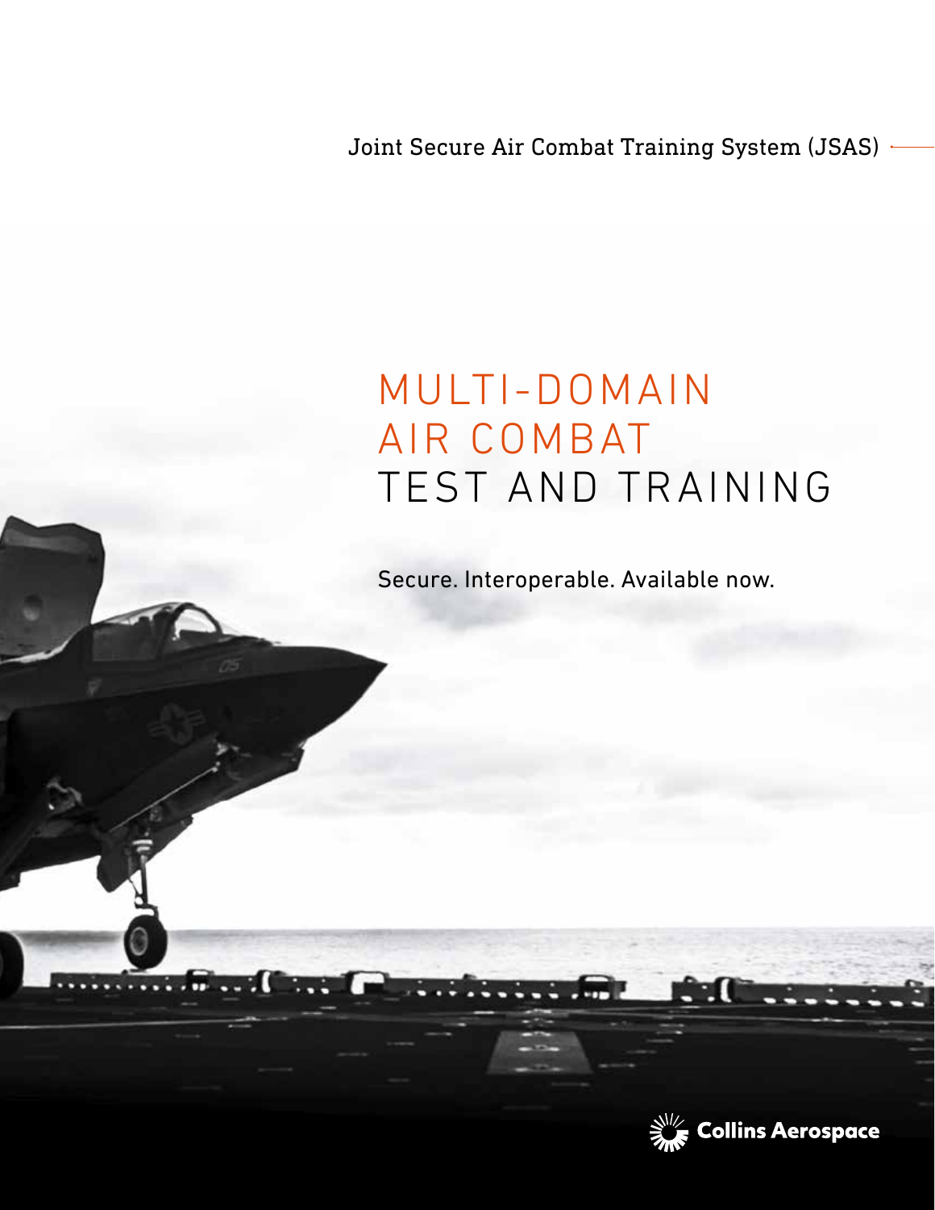Joint Secure Air Combat Training System (JSAS)

# MULTI-DOMAIN AIR COMBAT TEST AND TRAINING

Secure. Interoperable. Available now.

Collins Aerospace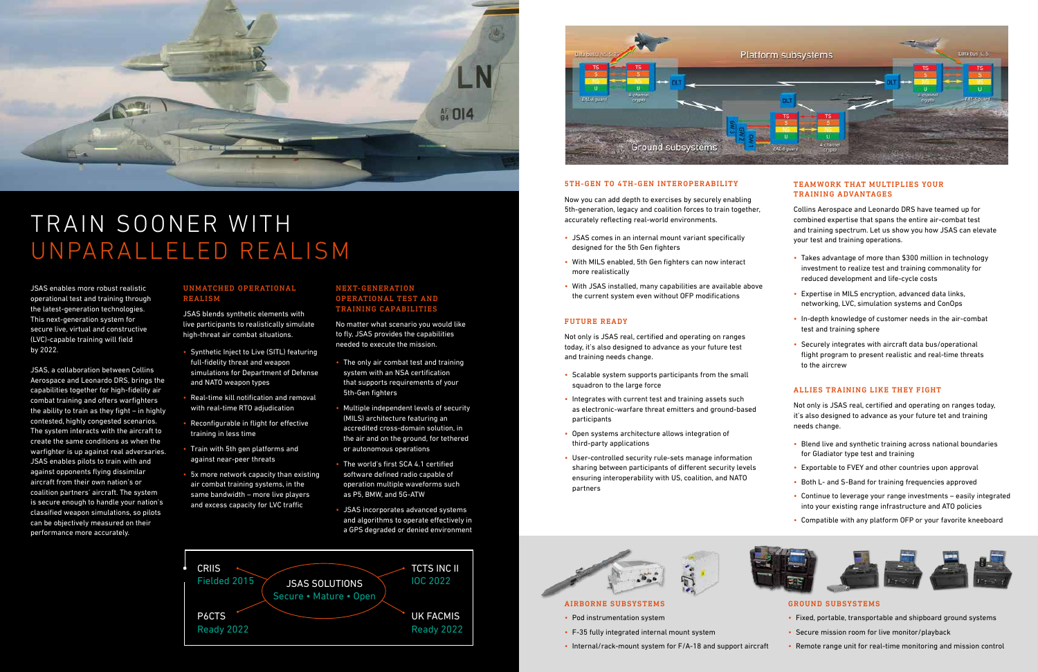# TRAIN SOONER WITH UNPARALLELED REALISM

JSAS enables more robust realistic operational test and training through the latest-generation technologies. This next-generation system for secure live, virtual and constructive (LVC)-capable training will field by 2022.

JSAS, a collaboration between Collins Aerospace and Leonardo DRS, brings the capabilities together for high-fidelity air combat training and offers warfighters the ability to train as they fight – in highly contested, highly congested scenarios. The system interacts with the aircraft to create the same conditions as when the warfighter is up against real adversaries. JSAS enables pilots to train with and against opponents flying dissimilar aircraft from their own nation's or coalition partners' aircraft. The system is secure enough to handle your nation's classified weapon simulations, so pilots can be objectively measured on their performance more accurately.

## UNMATCHED OPERATIONAL REALISM

JSAS blends synthetic elements with live participants to realistically simulate high-threat air combat situations.

- Synthetic Inject to Live (SITL) featuring full-fidelity threat and weapon simulations for Department of Defense and NATO weapon types
- Real-time kill notification and removal with real-time RTO adjudication
- Reconfigurable in flight for effective training in less time
- Train with 5th gen platforms and against near-peer threats
- 5x more network capacity than existing air combat training systems, in the same bandwidth – more live players and excess capacity for LVC traffic

## NEXT-GENERATION OPERATIONAL TEST AND TRAINING CAPABILITIES

No matter what scenario you would like to fly, JSAS provides the capabilities needed to execute the mission.

- The only air combat test and training system with an NSA certification that supports requirements of your 5th-Gen fighters
- Multiple independent levels of security (MILS) architecture featuring an accredited cross-domain solution, in the air and on the ground, for tethered or autonomous operations
- The world's first SCA 4.1 certified software defined radio capable of operation multiple waveforms such as P5, BMW, and 5G-ATW
- JSAS incorporates advanced systems and algorithms to operate effectively in a GPS degraded or denied environment

JSAS SOLUTIONS
Secure • Mature • Open

- CRIIS – Fielded 2015
- P6CTS – Ready 2022
- TCTS INC II – IOC 2022
- UK FACMIS – Ready 2022

## 5TH-GEN TO 4TH-GEN INTEROPERABILITY

Now you can add depth to exercises by securely enabling 5th-generation, legacy and coalition forces to train together, accurately reflecting real-world environments.

- JSAS comes in an internal mount variant specifically designed for the 5th Gen fighters
- With MILS enabled, 5th Gen fighters can now interact more realistically
- With JSAS installed, many capabilities are available above the current system even without OFP modifications

## FUTURE READY

Not only is JSAS real, certified and operating on ranges today, it's also designed to advance as your future test and training needs change.

- Scalable system supports participants from the small squadron to the large force
- Integrates with current test and training assets such as electronic-warfare threat emitters and ground-based participants
- Open systems architecture allows integration of third-party applications
- User-controlled security rule-sets manage information sharing between participants of different security levels ensuring interoperability with US, coalition, and NATO partners

## TEAMWORK THAT MULTIPLIES YOUR TRAINING ADVANTAGES

Collins Aerospace and Leonardo DRS have teamed up for combined expertise that spans the entire air-combat test and training spectrum. Let us show you how JSAS can elevate your test and training operations.

- Takes advantage of more than $300 million in technology investment to realize test and training commonality for reduced development and life-cycle costs
- Expertise in MILS encryption, advanced data links, networking, LVC, simulation systems and ConOps
- In-depth knowledge of customer needs in the air-combat test and training sphere
- Securely integrates with aircraft data bus/operational flight program to present realistic and real-time threats to the aircrew

## ALLIES TRAINING LIKE THEY FIGHT

Not only is JSAS real, certified and operating on ranges today, it's also designed to advance as your future tet and training needs change.

- Blend live and synthetic training across national boundaries for Gladiator type test and training
- Exportable to FVEY and other countries upon approval
- Both L- and S-Band for training frequencies approved
- Continue to leverage your range investments – easily integrated into your existing range infrastructure and ATO policies
- Compatible with any platform OFP or your favorite kneeboard

## AIRBORNE SUBSYSTEMS

- Pod instrumentation system
- F-35 fully integrated internal mount system
- Internal/rack-mount system for F/A-18 and support aircraft

## GROUND SUBSYSTEMS

- Fixed, portable, transportable and shipboard ground systems
- Secure mission room for live monitor/playback
- Remote range unit for real-time monitoring and mission control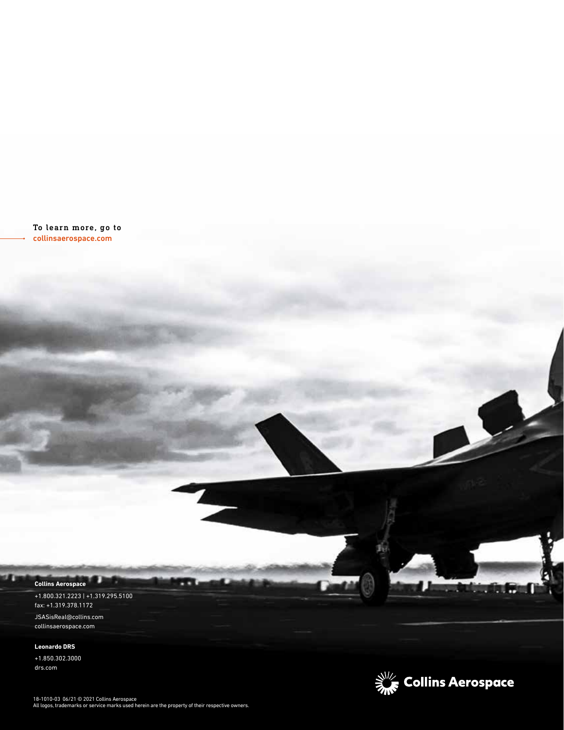To learn more, go to
collinsaerospace.com

**Collins Aerospace**

+1.800.321.2223 | +1.319.295.5100
fax: +1.319.378.1172

JSASisReal@collins.com
collinsaerospace.com

**Leonardo DRS**

+1.850.302.3000
drs.com

Collins Aerospace

18-1010-03 06/21 © 2021 Collins Aerospace
All logos, trademarks or service marks used herein are the property of their respective owners.